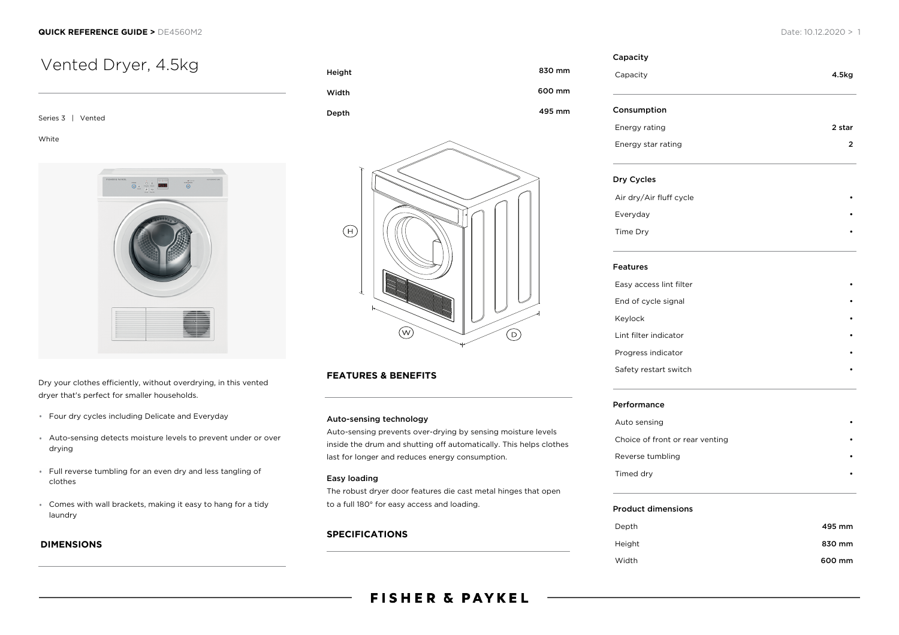# Vented Dryer, 4.5kg

Series 3 | Vented

White

Dry your clothes efficiently, without overdrying, in this vented dryer that's perfect for smaller households.

- Four dry cycles including Delicate and Everyday
- Auto-sensing detects moisture levels to prevent under or over drying
- Full reverse tumbling for an even dry and less tangling of clothes
- Comes with wall brackets, making it easy to hang for a tidy laundry

## DIMENSIONS

| | |
|---|---|
| Height | 830 mm |
| Width | 600 mm |
| Depth | 495 mm |

## FEATURES & BENEFITS

### Auto-sensing technology

Auto-sensing prevents over-drying by sensing moisture levels inside the drum and shutting off automatically. This helps clothes last for longer and reduces energy consumption.

### Easy loading

The robust dryer door features die cast metal hinges that open to a full 180° for easy access and loading.

## SPECIFICATIONS

### Capacity

| | |
|---|---|
| Capacity | 4.5kg |

### Consumption

| | |
|---|---|
| Energy rating | 2 star |
| Energy star rating | 2 |

### Dry Cycles

| | |
|---|---|
| Air dry/Air fluff cycle | • |
| Everyday | • |
| Time Dry | • |

### Features

| | |
|---|---|
| Easy access lint filter | • |
| End of cycle signal | • |
| Keylock | • |
| Lint filter indicator | • |
| Progress indicator | • |
| Safety restart switch | • |

### Performance

| | |
|---|---|
| Auto sensing | • |
| Choice of front or rear venting | • |
| Reverse tumbling | • |
| Timed dry | • |

### Product dimensions

| | |
|---|---|
| Depth | 495 mm |
| Height | 830 mm |
| Width | 600 mm |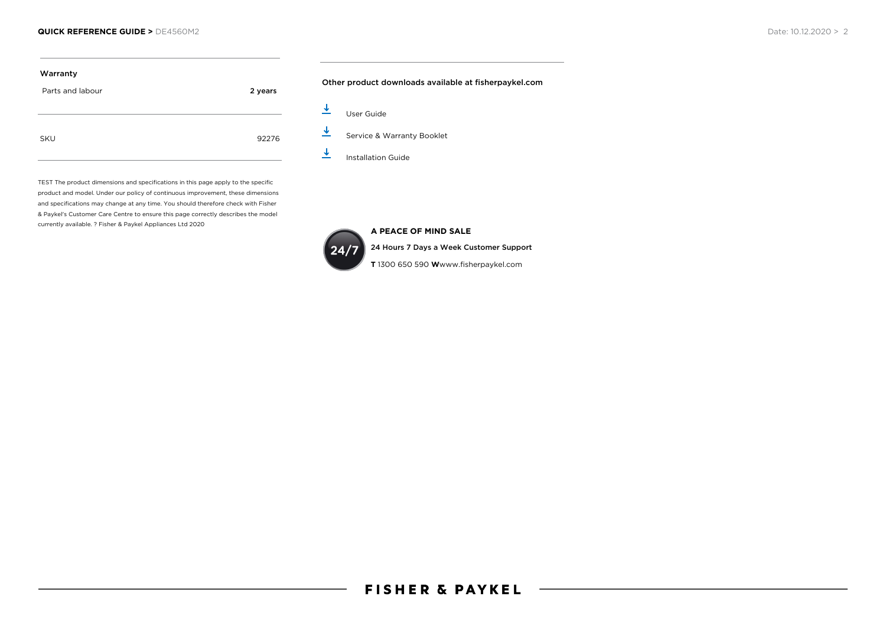| Warranty | |
| --- | --- |
| Parts and labour | **2 years** |

| | |
| --- | --- |
| SKU | 92276 |

TEST The product dimensions and specifications in this page apply to the specific product and model. Under our policy of continuous improvement, these dimensions and specifications may change at any time. You should therefore check with Fisher & Paykel's Customer Care Centre to ensure this page correctly describes the model currently available. ? Fisher & Paykel Appliances Ltd 2020

Other product downloads available at fisherpaykel.com

- User Guide
- Service & Warranty Booklet
- Installation Guide

24/7

**A PEACE OF MIND SALE**

**24 Hours 7 Days a Week Customer Support**

**T** 1300 650 590 **W**www.fisherpaykel.com

**FISHER & PAYKEL**